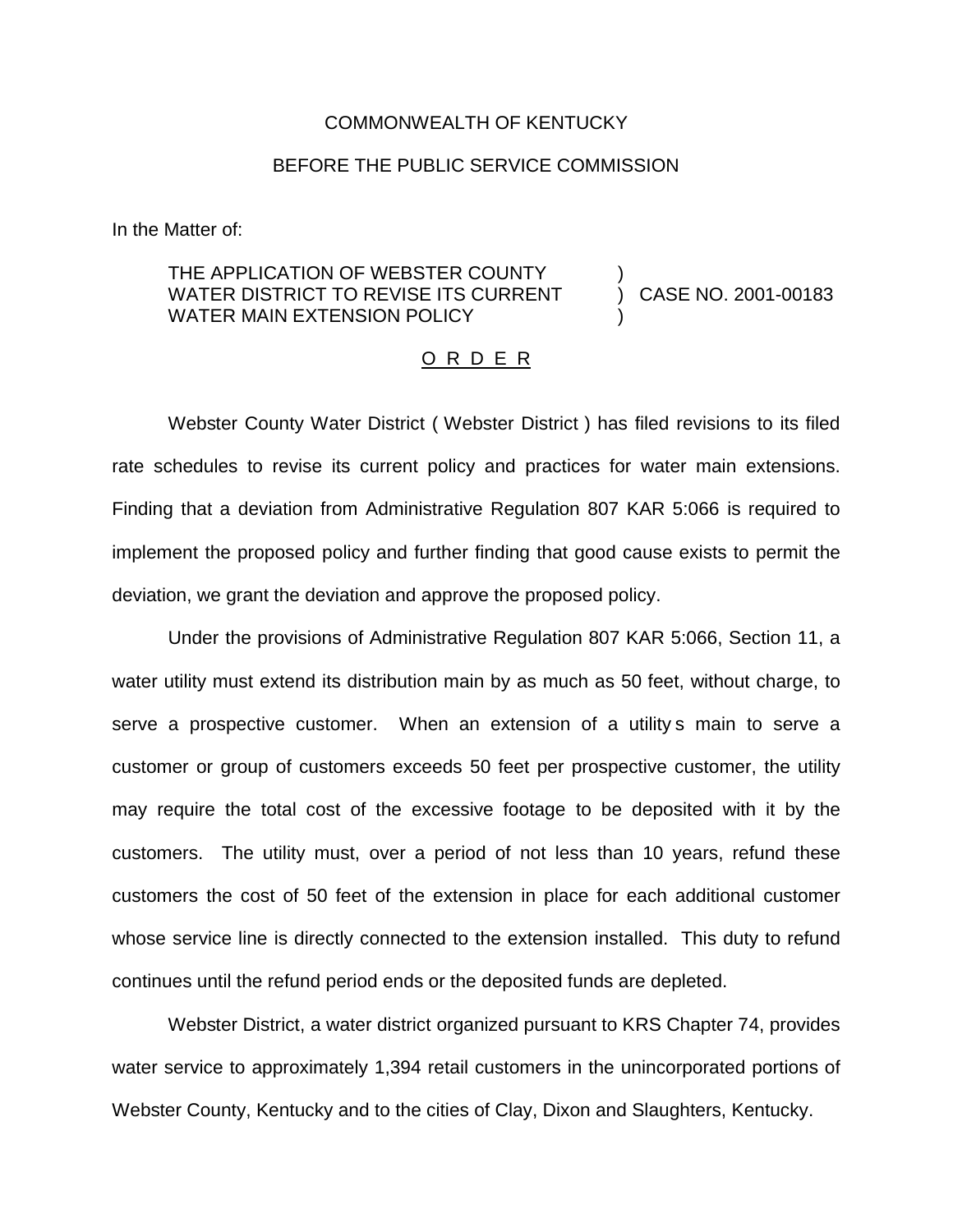COMMONWEALTH OF KENTUCKY

BEFORE THE PUBLIC SERVICE COMMISSION

In the Matter of:

| | | |
|---|---|---|
| THE APPLICATION OF WEBSTER COUNTY WATER DISTRICT TO REVISE ITS CURRENT WATER MAIN EXTENSION POLICY | ) ) ) | CASE NO. 2001-00183 |

O R D E R

Webster County Water District ( Webster District ) has filed revisions to its filed rate schedules to revise its current policy and practices for water main extensions. Finding that a deviation from Administrative Regulation 807 KAR 5:066 is required to implement the proposed policy and further finding that good cause exists to permit the deviation, we grant the deviation and approve the proposed policy.

Under the provisions of Administrative Regulation 807 KAR 5:066, Section 11, a water utility must extend its distribution main by as much as 50 feet, without charge, to serve a prospective customer. When an extension of a utility s main to serve a customer or group of customers exceeds 50 feet per prospective customer, the utility may require the total cost of the excessive footage to be deposited with it by the customers. The utility must, over a period of not less than 10 years, refund these customers the cost of 50 feet of the extension in place for each additional customer whose service line is directly connected to the extension installed. This duty to refund continues until the refund period ends or the deposited funds are depleted.

Webster District, a water district organized pursuant to KRS Chapter 74, provides water service to approximately 1,394 retail customers in the unincorporated portions of Webster County, Kentucky and to the cities of Clay, Dixon and Slaughters, Kentucky.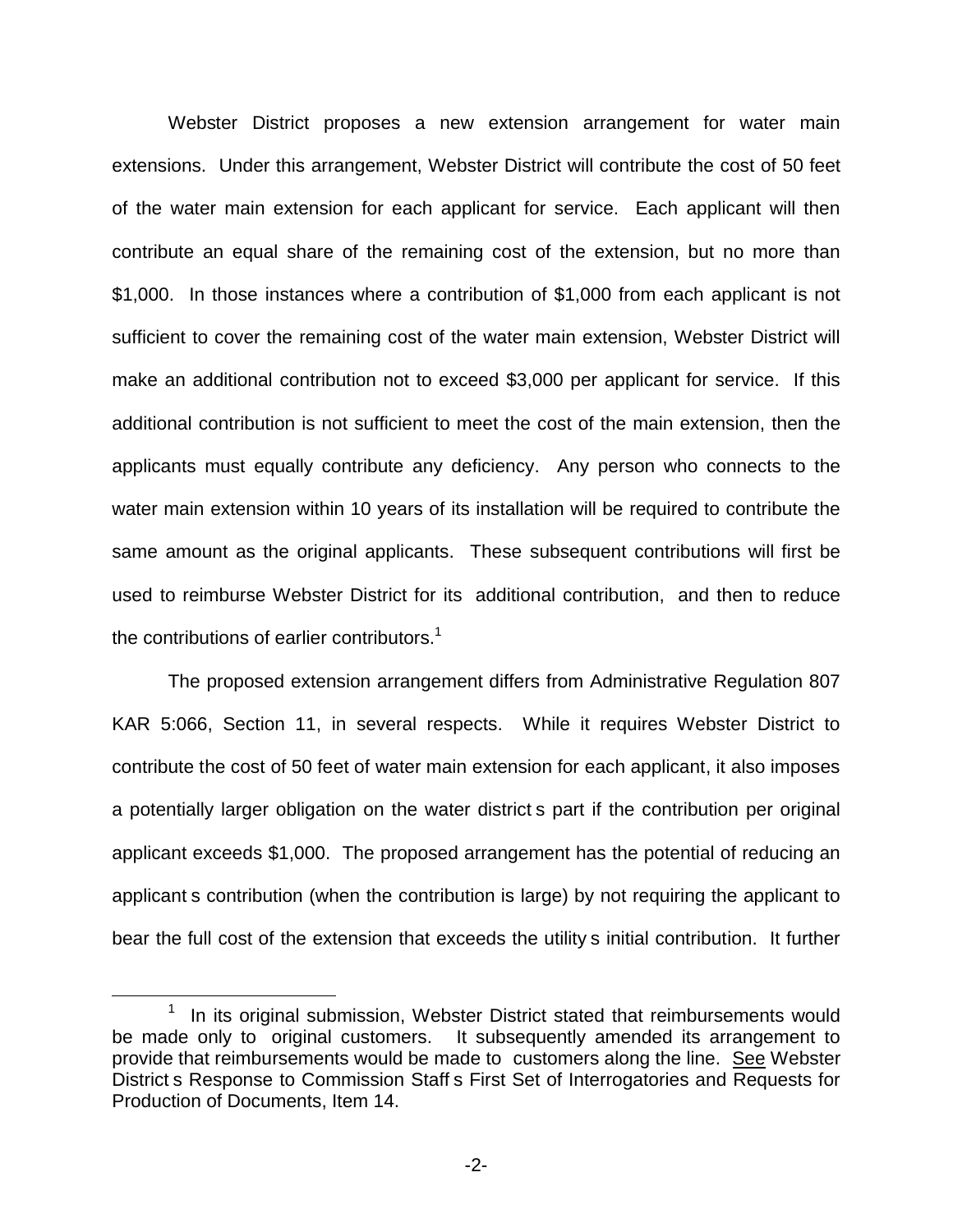Webster District proposes a new extension arrangement for water main extensions. Under this arrangement, Webster District will contribute the cost of 50 feet of the water main extension for each applicant for service. Each applicant will then contribute an equal share of the remaining cost of the extension, but no more than $1,000. In those instances where a contribution of $1,000 from each applicant is not sufficient to cover the remaining cost of the water main extension, Webster District will make an additional contribution not to exceed $3,000 per applicant for service. If this additional contribution is not sufficient to meet the cost of the main extension, then the applicants must equally contribute any deficiency. Any person who connects to the water main extension within 10 years of its installation will be required to contribute the same amount as the original applicants. These subsequent contributions will first be used to reimburse Webster District for its additional contribution, and then to reduce the contributions of earlier contributors.[1]

The proposed extension arrangement differs from Administrative Regulation 807 KAR 5:066, Section 11, in several respects. While it requires Webster District to contribute the cost of 50 feet of water main extension for each applicant, it also imposes a potentially larger obligation on the water district s part if the contribution per original applicant exceeds $1,000. The proposed arrangement has the potential of reducing an applicant s contribution (when the contribution is large) by not requiring the applicant to bear the full cost of the extension that exceeds the utility s initial contribution. It further

[1] In its original submission, Webster District stated that reimbursements would be made only to original customers. It subsequently amended its arrangement to provide that reimbursements would be made to customers along the line. See Webster District s Response to Commission Staff s First Set of Interrogatories and Requests for Production of Documents, Item 14.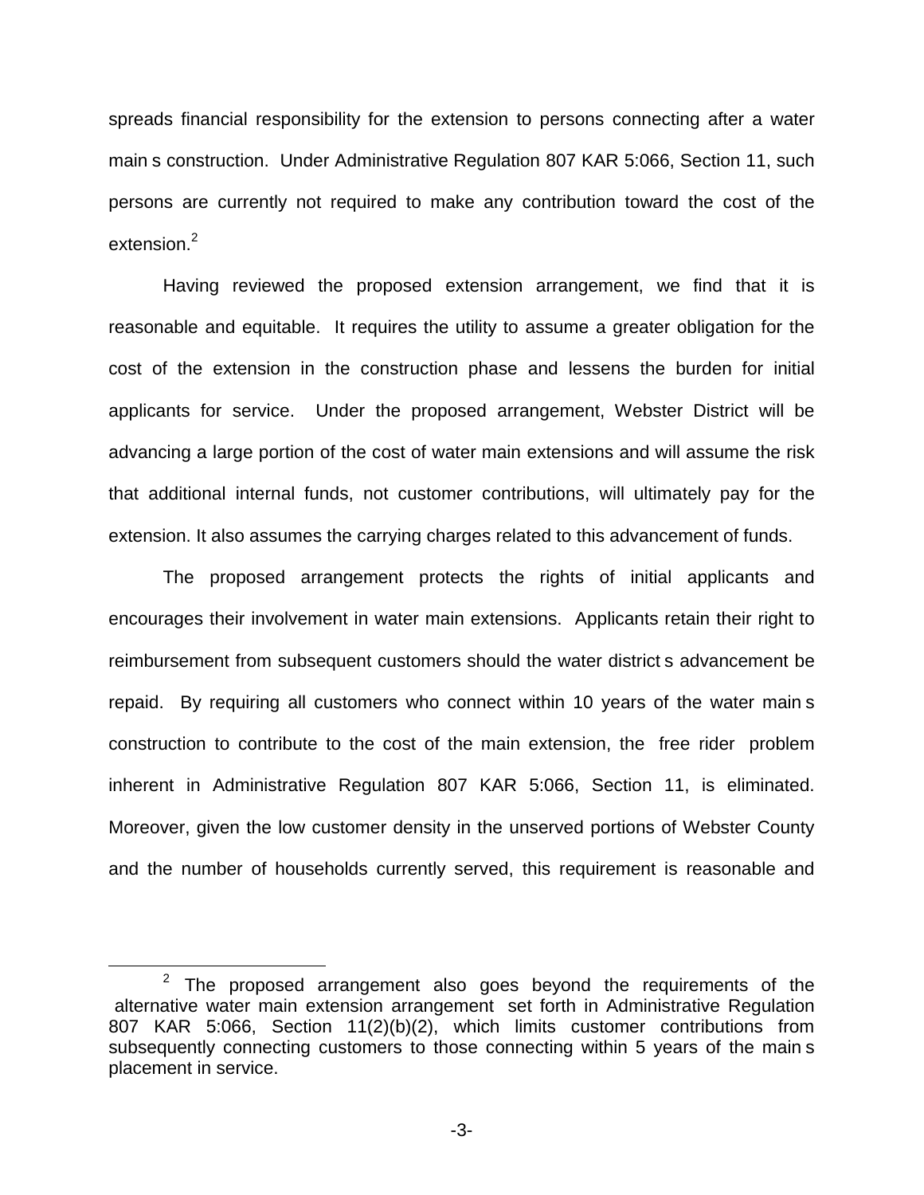spreads financial responsibility for the extension to persons connecting after a water main s construction. Under Administrative Regulation 807 KAR 5:066, Section 11, such persons are currently not required to make any contribution toward the cost of the extension.[2]

Having reviewed the proposed extension arrangement, we find that it is reasonable and equitable. It requires the utility to assume a greater obligation for the cost of the extension in the construction phase and lessens the burden for initial applicants for service. Under the proposed arrangement, Webster District will be advancing a large portion of the cost of water main extensions and will assume the risk that additional internal funds, not customer contributions, will ultimately pay for the extension. It also assumes the carrying charges related to this advancement of funds.

The proposed arrangement protects the rights of initial applicants and encourages their involvement in water main extensions. Applicants retain their right to reimbursement from subsequent customers should the water district s advancement be repaid. By requiring all customers who connect within 10 years of the water main s construction to contribute to the cost of the main extension, the free rider problem inherent in Administrative Regulation 807 KAR 5:066, Section 11, is eliminated. Moreover, given the low customer density in the unserved portions of Webster County and the number of households currently served, this requirement is reasonable and

[2] The proposed arrangement also goes beyond the requirements of the alternative water main extension arrangement set forth in Administrative Regulation 807 KAR 5:066, Section 11(2)(b)(2), which limits customer contributions from subsequently connecting customers to those connecting within 5 years of the main s placement in service.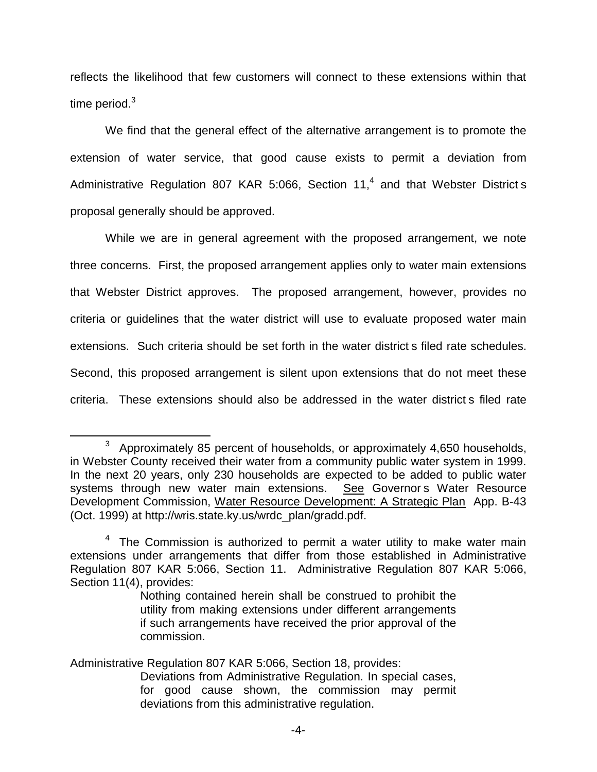reflects the likelihood that few customers will connect to these extensions within that time period.[3]

We find that the general effect of the alternative arrangement is to promote the extension of water service, that good cause exists to permit a deviation from Administrative Regulation 807 KAR 5:066, Section 11,[4] and that Webster District s proposal generally should be approved.

While we are in general agreement with the proposed arrangement, we note three concerns. First, the proposed arrangement applies only to water main extensions that Webster District approves. The proposed arrangement, however, provides no criteria or guidelines that the water district will use to evaluate proposed water main extensions. Such criteria should be set forth in the water district s filed rate schedules. Second, this proposed arrangement is silent upon extensions that do not meet these criteria. These extensions should also be addressed in the water district s filed rate

---

[3] Approximately 85 percent of households, or approximately 4,650 households, in Webster County received their water from a community public water system in 1999. In the next 20 years, only 230 households are expected to be added to public water systems through new water main extensions. See Governor s Water Resource Development Commission, Water Resource Development: A Strategic Plan App. B-43 (Oct. 1999) at http://wris.state.ky.us/wrdc_plan/gradd.pdf.

[4] The Commission is authorized to permit a water utility to make water main extensions under arrangements that differ from those established in Administrative Regulation 807 KAR 5:066, Section 11. Administrative Regulation 807 KAR 5:066, Section 11(4), provides:

> Nothing contained herein shall be construed to prohibit the utility from making extensions under different arrangements if such arrangements have received the prior approval of the commission.

Administrative Regulation 807 KAR 5:066, Section 18, provides:

> Deviations from Administrative Regulation. In special cases, for good cause shown, the commission may permit deviations from this administrative regulation.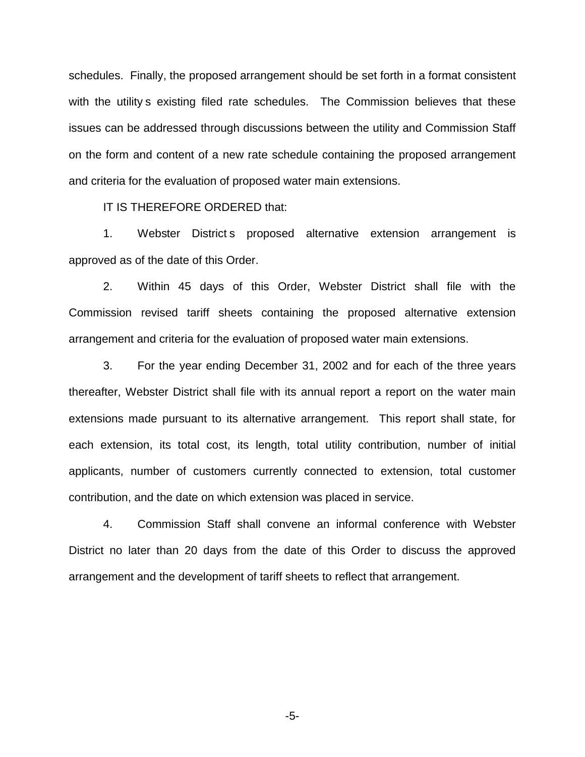schedules. Finally, the proposed arrangement should be set forth in a format consistent with the utility s existing filed rate schedules. The Commission believes that these issues can be addressed through discussions between the utility and Commission Staff on the form and content of a new rate schedule containing the proposed arrangement and criteria for the evaluation of proposed water main extensions.

IT IS THEREFORE ORDERED that:

1. Webster District s proposed alternative extension arrangement is approved as of the date of this Order.

2. Within 45 days of this Order, Webster District shall file with the Commission revised tariff sheets containing the proposed alternative extension arrangement and criteria for the evaluation of proposed water main extensions.

3. For the year ending December 31, 2002 and for each of the three years thereafter, Webster District shall file with its annual report a report on the water main extensions made pursuant to its alternative arrangement. This report shall state, for each extension, its total cost, its length, total utility contribution, number of initial applicants, number of customers currently connected to extension, total customer contribution, and the date on which extension was placed in service.

4. Commission Staff shall convene an informal conference with Webster District no later than 20 days from the date of this Order to discuss the approved arrangement and the development of tariff sheets to reflect that arrangement.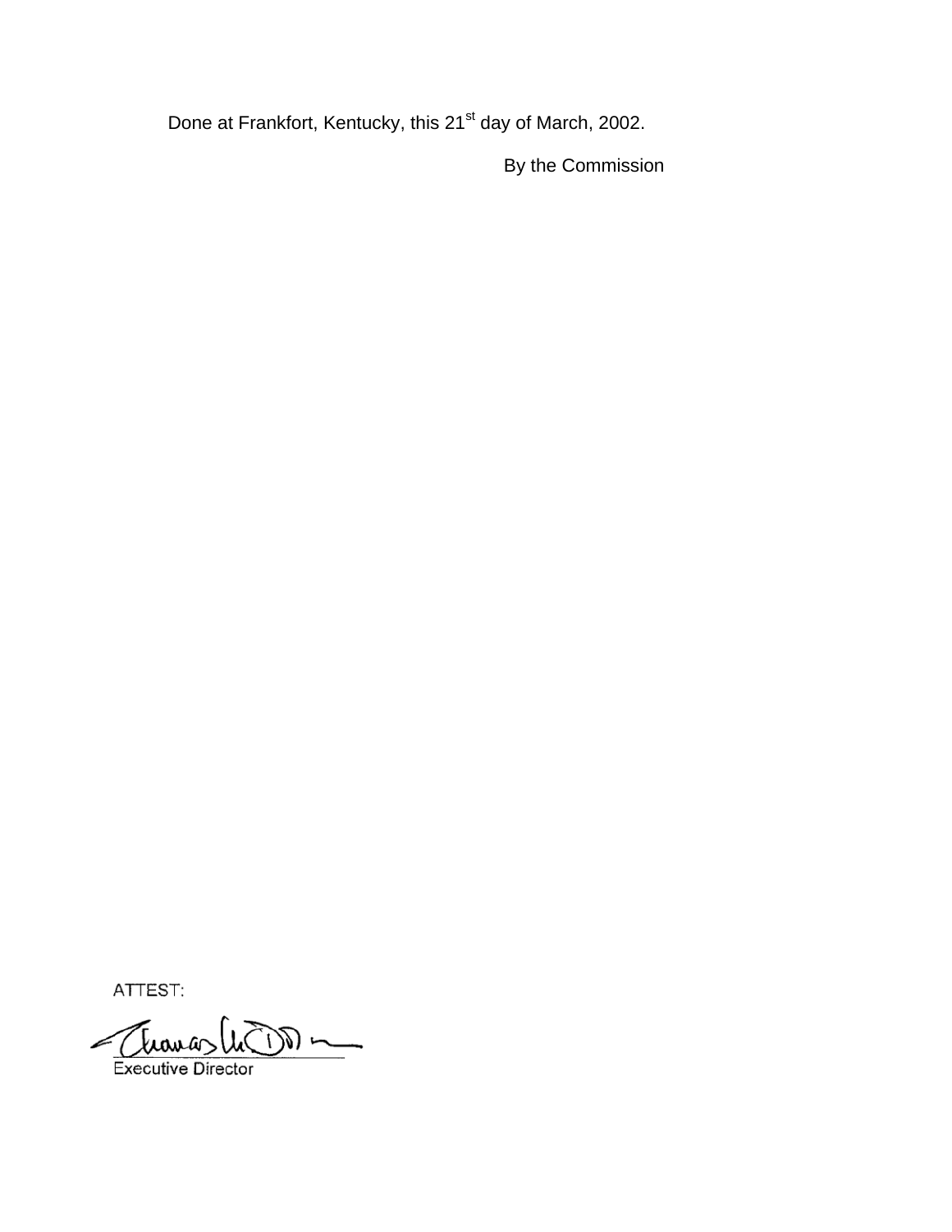Done at Frankfort, Kentucky, this 21st day of March, 2002.

By the Commission

ATTEST:

Executive Director